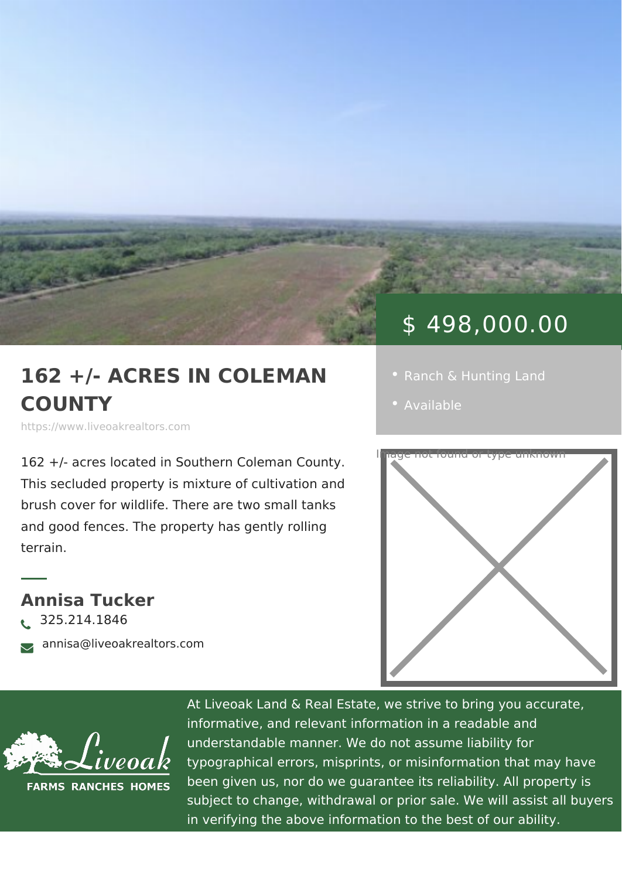$ 498,000.00

# 162 +/- ACRES IN COLEMAN COUNTY

https://www.liveoakrealtors.com

- Ranch & Hunting Land
- Available

Image not found or type unknown

162 +/- acres located in Southern Coleman County. This secluded property is mixture of cultivation and brush cover for wildlife. There are two small tanks and good fences. The property has gently rolling terrain.

## Annisa Tucker

325.214.1846

annisa@liveoakrealtors.com

Liveoak
FARMS RANCHES HOMES

At Liveoak Land & Real Estate, we strive to bring you accurate, informative, and relevant information in a readable and understandable manner. We do not assume liability for typographical errors, misprints, or misinformation that may have been given us, nor do we guarantee its reliability. All property is subject to change, withdrawal or prior sale. We will assist all buyers in verifying the above information to the best of our ability.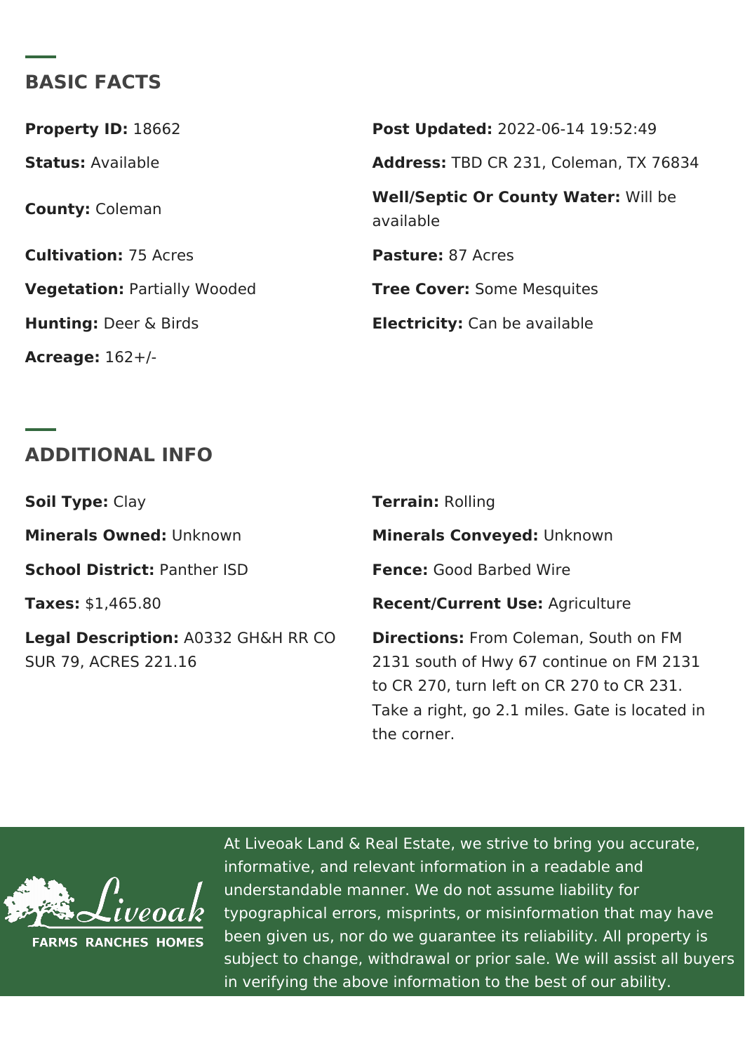## BASIC FACTS

**Property ID:** 18662

**Post Updated:** 2022-06-14 19:52:49

**Status:** Available

**Address:** TBD CR 231, Coleman, TX 76834

**County:** Coleman

**Well/Septic Or County Water:** Will be available

**Cultivation:** 75 Acres

**Pasture:** 87 Acres

**Vegetation:** Partially Wooded

**Tree Cover:** Some Mesquites

**Hunting:** Deer & Birds

**Electricity:** Can be available

**Acreage:** 162+/-

## ADDITIONAL INFO

**Soil Type:** Clay

**Terrain:** Rolling

**Minerals Owned:** Unknown

**Minerals Conveyed:** Unknown

**School District:** Panther ISD

**Fence:** Good Barbed Wire

**Taxes:** $1,465.80

**Recent/Current Use:** Agriculture

**Legal Description:** A0332 GH&H RR CO SUR 79, ACRES 221.16

**Directions:** From Coleman, South on FM 2131 south of Hwy 67 continue on FM 2131 to CR 270, turn left on CR 270 to CR 231. Take a right, go 2.1 miles. Gate is located in the corner.

Liveoak
FARMS RANCHES HOMES

At Liveoak Land & Real Estate, we strive to bring you accurate, informative, and relevant information in a readable and understandable manner. We do not assume liability for typographical errors, misprints, or misinformation that may have been given us, nor do we guarantee its reliability. All property is subject to change, withdrawal or prior sale. We will assist all buyers in verifying the above information to the best of our ability.